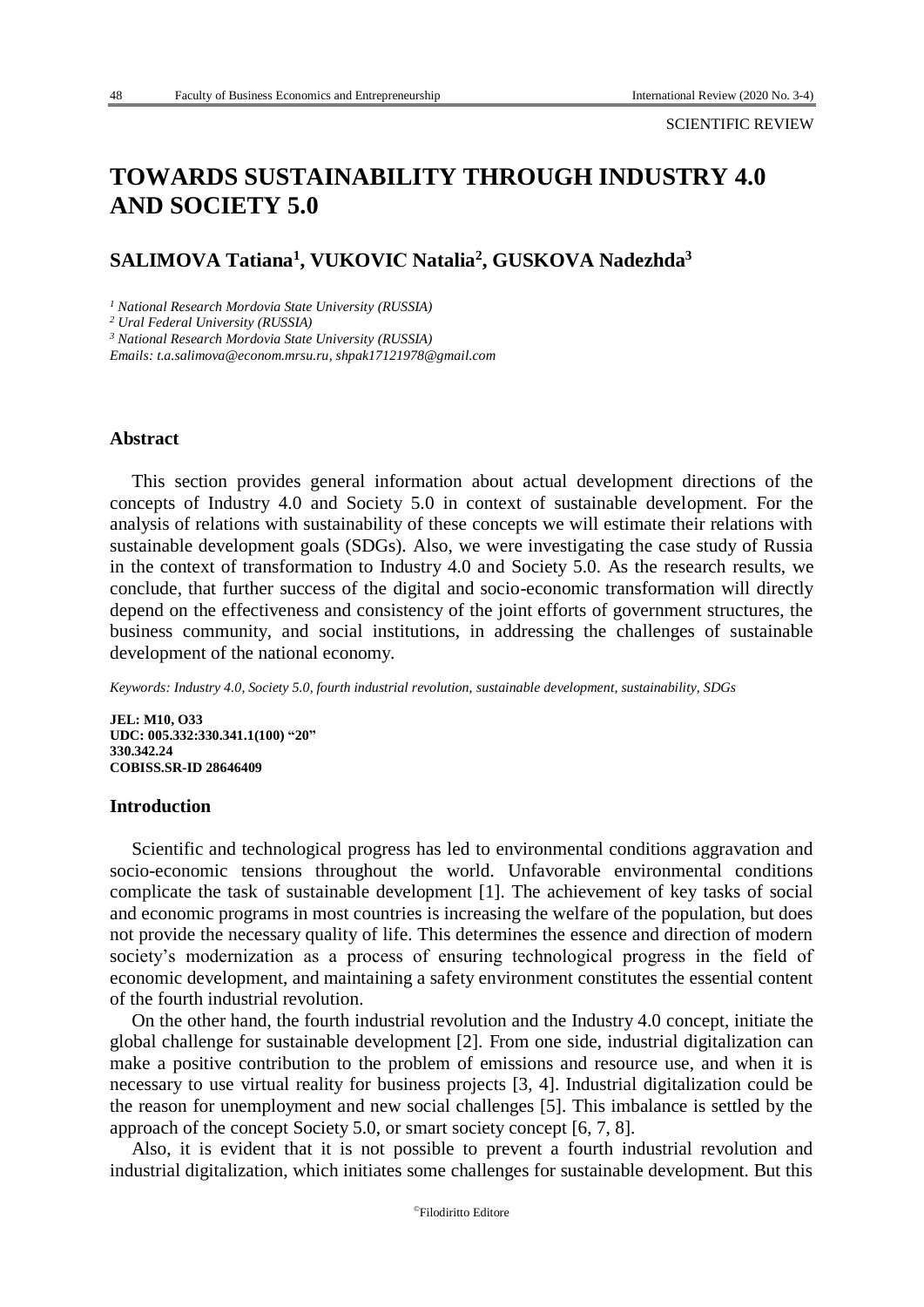SCIENTIFIC REVIEW

# TOWARDS SUSTAINABILITY THROUGH INDUSTRY 4.0 AND SOCIETY 5.0

## SALIMOVA Tatiana[1], VUKOVIC Natalia[2], GUSKOVA Nadezhda[3]

*[1] National Research Mordovia State University (RUSSIA)*
*[2] Ural Federal University (RUSSIA)*
*[3] National Research Mordovia State University (RUSSIA)*
*Emails: t.a.salimova@econom.mrsu.ru, shpak17121978@gmail.com*

### Abstract

This section provides general information about actual development directions of the concepts of Industry 4.0 and Society 5.0 in context of sustainable development. For the analysis of relations with sustainability of these concepts we will estimate their relations with sustainable development goals (SDGs). Also, we were investigating the case study of Russia in the context of transformation to Industry 4.0 and Society 5.0. As the research results, we conclude, that further success of the digital and socio-economic transformation will directly depend on the effectiveness and consistency of the joint efforts of government structures, the business community, and social institutions, in addressing the challenges of sustainable development of the national economy.

*Keywords: Industry 4.0, Society 5.0, fourth industrial revolution, sustainable development, sustainability, SDGs*

**JEL: M10, O33**
**UDC: 005.332:330.341.1(100) "20"**
**330.342.24**
**COBISS.SR-ID 28646409**

### Introduction

Scientific and technological progress has led to environmental conditions aggravation and socio-economic tensions throughout the world. Unfavorable environmental conditions complicate the task of sustainable development [1]. The achievement of key tasks of social and economic programs in most countries is increasing the welfare of the population, but does not provide the necessary quality of life. This determines the essence and direction of modern society's modernization as a process of ensuring technological progress in the field of economic development, and maintaining a safety environment constitutes the essential content of the fourth industrial revolution.

On the other hand, the fourth industrial revolution and the Industry 4.0 concept, initiate the global challenge for sustainable development [2]. From one side, industrial digitalization can make a positive contribution to the problem of emissions and resource use, and when it is necessary to use virtual reality for business projects [3, 4]. Industrial digitalization could be the reason for unemployment and new social challenges [5]. This imbalance is settled by the approach of the concept Society 5.0, or smart society concept [6, 7, 8].

Also, it is evident that it is not possible to prevent a fourth industrial revolution and industrial digitalization, which initiates some challenges for sustainable development. But this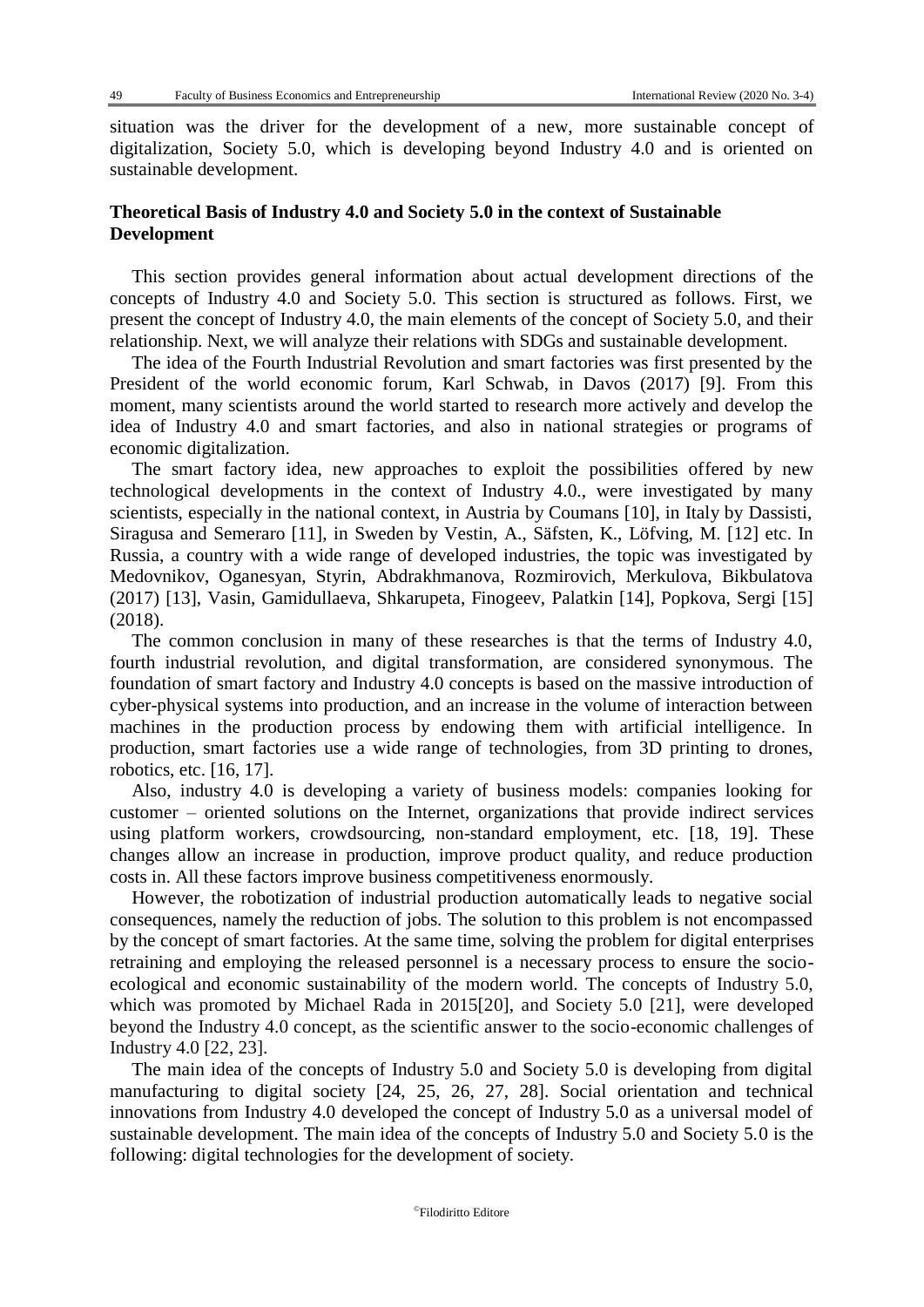situation was the driver for the development of a new, more sustainable concept of digitalization, Society 5.0, which is developing beyond Industry 4.0 and is oriented on sustainable development.

## Theoretical Basis of Industry 4.0 and Society 5.0 in the context of Sustainable Development

This section provides general information about actual development directions of the concepts of Industry 4.0 and Society 5.0. This section is structured as follows. First, we present the concept of Industry 4.0, the main elements of the concept of Society 5.0, and their relationship. Next, we will analyze their relations with SDGs and sustainable development.

The idea of the Fourth Industrial Revolution and smart factories was first presented by the President of the world economic forum, Karl Schwab, in Davos (2017) [9]. From this moment, many scientists around the world started to research more actively and develop the idea of Industry 4.0 and smart factories, and also in national strategies or programs of economic digitalization.

The smart factory idea, new approaches to exploit the possibilities offered by new technological developments in the context of Industry 4.0., were investigated by many scientists, especially in the national context, in Austria by Coumans [10], in Italy by Dassisti, Siragusa and Semeraro [11], in Sweden by Vestin, A., Säfsten, K., Löfving, M. [12] etc. In Russia, a country with a wide range of developed industries, the topic was investigated by Medovnikov, Oganesyan, Styrin, Abdrakhmanova, Rozmirovich, Merkulova, Bikbulatova (2017) [13], Vasin, Gamidullaeva, Shkarupeta, Finogeev, Palatkin [14], Popkova, Sergi [15] (2018).

The common conclusion in many of these researches is that the terms of Industry 4.0, fourth industrial revolution, and digital transformation, are considered synonymous. The foundation of smart factory and Industry 4.0 concepts is based on the massive introduction of cyber-physical systems into production, and an increase in the volume of interaction between machines in the production process by endowing them with artificial intelligence. In production, smart factories use a wide range of technologies, from 3D printing to drones, robotics, etc. [16, 17].

Also, industry 4.0 is developing a variety of business models: companies looking for customer – oriented solutions on the Internet, organizations that provide indirect services using platform workers, crowdsourcing, non-standard employment, etc. [18, 19]. These changes allow an increase in production, improve product quality, and reduce production costs in. All these factors improve business competitiveness enormously.

However, the robotization of industrial production automatically leads to negative social consequences, namely the reduction of jobs. The solution to this problem is not encompassed by the concept of smart factories. At the same time, solving the problem for digital enterprises retraining and employing the released personnel is a necessary process to ensure the socio-ecological and economic sustainability of the modern world. The concepts of Industry 5.0, which was promoted by Michael Rada in 2015[20], and Society 5.0 [21], were developed beyond the Industry 4.0 concept, as the scientific answer to the socio-economic challenges of Industry 4.0 [22, 23].

The main idea of the concepts of Industry 5.0 and Society 5.0 is developing from digital manufacturing to digital society [24, 25, 26, 27, 28]. Social orientation and technical innovations from Industry 4.0 developed the concept of Industry 5.0 as a universal model of sustainable development. The main idea of the concepts of Industry 5.0 and Society 5.0 is the following: digital technologies for the development of society.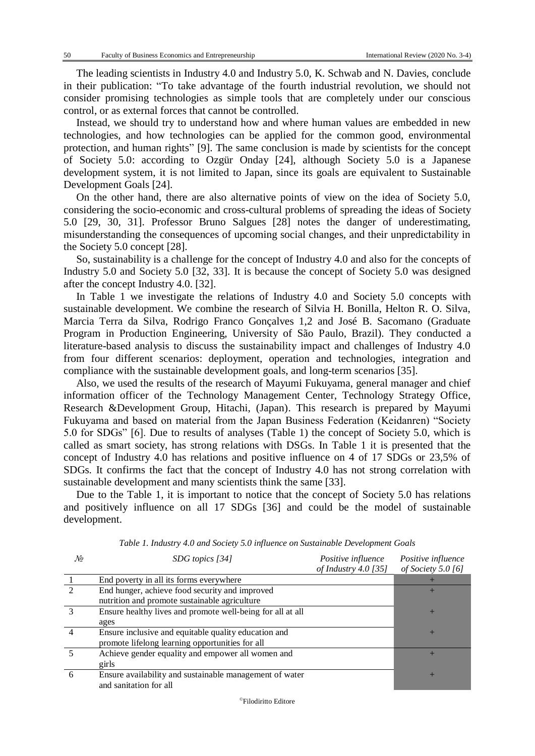The leading scientists in Industry 4.0 and Industry 5.0, K. Schwab and N. Davies, conclude in their publication: "To take advantage of the fourth industrial revolution, we should not consider promising technologies as simple tools that are completely under our conscious control, or as external forces that cannot be controlled.

Instead, we should try to understand how and where human values are embedded in new technologies, and how technologies can be applied for the common good, environmental protection, and human rights" [9]. The same conclusion is made by scientists for the concept of Society 5.0: according to Ozgür Onday [24], although Society 5.0 is a Japanese development system, it is not limited to Japan, since its goals are equivalent to Sustainable Development Goals [24].

On the other hand, there are also alternative points of view on the idea of Society 5.0, considering the socio-economic and cross-cultural problems of spreading the ideas of Society 5.0 [29, 30, 31]. Professor Bruno Salgues [28] notes the danger of underestimating, misunderstanding the consequences of upcoming social changes, and their unpredictability in the Society 5.0 concept [28].

So, sustainability is a challenge for the concept of Industry 4.0 and also for the concepts of Industry 5.0 and Society 5.0 [32, 33]. It is because the concept of Society 5.0 was designed after the concept Industry 4.0. [32].

In Table 1 we investigate the relations of Industry 4.0 and Society 5.0 concepts with sustainable development. We combine the research of Silvia H. Bonilla, Helton R. O. Silva, Marcia Terra da Silva, Rodrigo Franco Gonçalves 1,2 and José B. Sacomano (Graduate Program in Production Engineering, University of São Paulo, Brazil). They conducted a literature-based analysis to discuss the sustainability impact and challenges of Industry 4.0 from four different scenarios: deployment, operation and technologies, integration and compliance with the sustainable development goals, and long-term scenarios [35].

Also, we used the results of the research of Mayumi Fukuyama, general manager and chief information officer of the Technology Management Center, Technology Strategy Office, Research &Development Group, Hitachi, (Japan). This research is prepared by Mayumi Fukuyama and based on material from the Japan Business Federation (Keidanren) "Society 5.0 for SDGs" [6]. Due to results of analyses (Table 1) the concept of Society 5.0, which is called as smart society, has strong relations with DSGs. In Table 1 it is presented that the concept of Industry 4.0 has relations and positive influence on 4 of 17 SDGs or 23,5% of SDGs. It confirms the fact that the concept of Industry 4.0 has not strong correlation with sustainable development and many scientists think the same [33].

Due to the Table 1, it is important to notice that the concept of Society 5.0 has relations and positively influence on all 17 SDGs [36] and could be the model of sustainable development.

*Table 1. Industry 4.0 and Society 5.0 influence on Sustainable Development Goals*

| *№* | *SDG topics [34]* | *Positive influence of Industry 4.0 [35]* | *Positive influence of Society 5.0 [6]* |
|---|---|---|---|
| 1 | End poverty in all its forms everywhere | | + |
| 2 | End hunger, achieve food security and improved nutrition and promote sustainable agriculture | | + |
| 3 | Ensure healthy lives and promote well-being for all at all ages | | + |
| 4 | Ensure inclusive and equitable quality education and promote lifelong learning opportunities for all | | + |
| 5 | Achieve gender equality and empower all women and girls | | + |
| 6 | Ensure availability and sustainable management of water and sanitation for all | | + |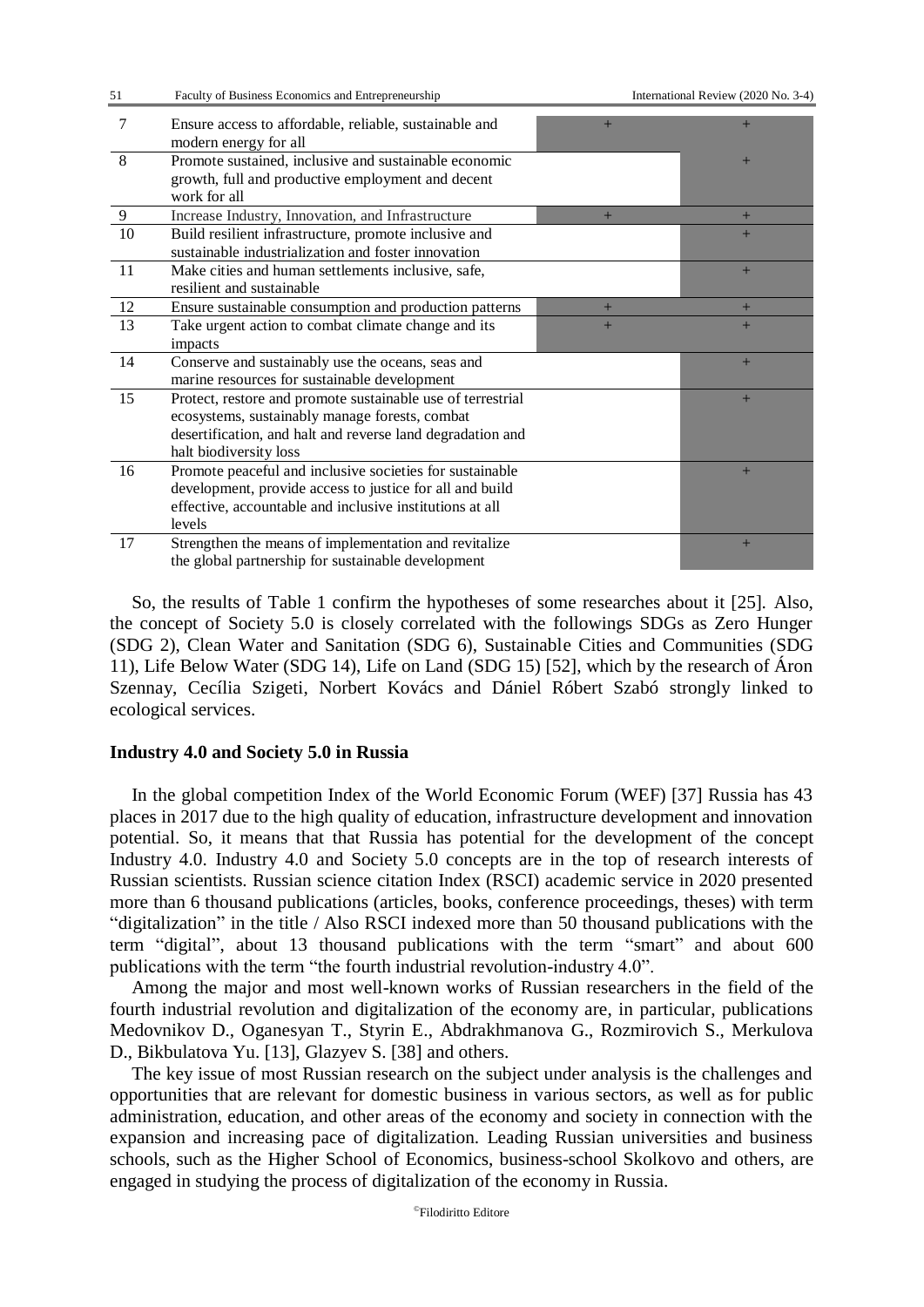| | | | |
|---|---|---|---|
| 7 | Ensure access to affordable, reliable, sustainable and modern energy for all | + | + |
| 8 | Promote sustained, inclusive and sustainable economic growth, full and productive employment and decent work for all | | + |
| 9 | Increase Industry, Innovation, and Infrastructure | + | + |
| 10 | Build resilient infrastructure, promote inclusive and sustainable industrialization and foster innovation | | + |
| 11 | Make cities and human settlements inclusive, safe, resilient and sustainable | | + |
| 12 | Ensure sustainable consumption and production patterns | + | + |
| 13 | Take urgent action to combat climate change and its impacts | + | + |
| 14 | Conserve and sustainably use the oceans, seas and marine resources for sustainable development | | + |
| 15 | Protect, restore and promote sustainable use of terrestrial ecosystems, sustainably manage forests, combat desertification, and halt and reverse land degradation and halt biodiversity loss | | + |
| 16 | Promote peaceful and inclusive societies for sustainable development, provide access to justice for all and build effective, accountable and inclusive institutions at all levels | | + |
| 17 | Strengthen the means of implementation and revitalize the global partnership for sustainable development | | + |

So, the results of Table 1 confirm the hypotheses of some researches about it [25]. Also, the concept of Society 5.0 is closely correlated with the followings SDGs as Zero Hunger (SDG 2), Clean Water and Sanitation (SDG 6), Sustainable Cities and Communities (SDG 11), Life Below Water (SDG 14), Life on Land (SDG 15) [52], which by the research of Áron Szennay, Cecília Szigeti, Norbert Kovács and Dániel Róbert Szabó strongly linked to ecological services.

**Industry 4.0 and Society 5.0 in Russia**

In the global competition Index of the World Economic Forum (WEF) [37] Russia has 43 places in 2017 due to the high quality of education, infrastructure development and innovation potential. So, it means that that Russia has potential for the development of the concept Industry 4.0. Industry 4.0 and Society 5.0 concepts are in the top of research interests of Russian scientists. Russian science citation Index (RSCI) academic service in 2020 presented more than 6 thousand publications (articles, books, conference proceedings, theses) with term "digitalization" in the title / Also RSCI indexed more than 50 thousand publications with the term "digital", about 13 thousand publications with the term "smart" and about 600 publications with the term "the fourth industrial revolution-industry 4.0".

Among the major and most well-known works of Russian researchers in the field of the fourth industrial revolution and digitalization of the economy are, in particular, publications Medovnikov D., Oganesyan T., Styrin E., Abdrakhmanova G., Rozmirovich S., Merkulova D., Bikbulatova Yu. [13], Glazyev S. [38] and others.

The key issue of most Russian research on the subject under analysis is the challenges and opportunities that are relevant for domestic business in various sectors, as well as for public administration, education, and other areas of the economy and society in connection with the expansion and increasing pace of digitalization. Leading Russian universities and business schools, such as the Higher School of Economics, business-school Skolkovo and others, are engaged in studying the process of digitalization of the economy in Russia.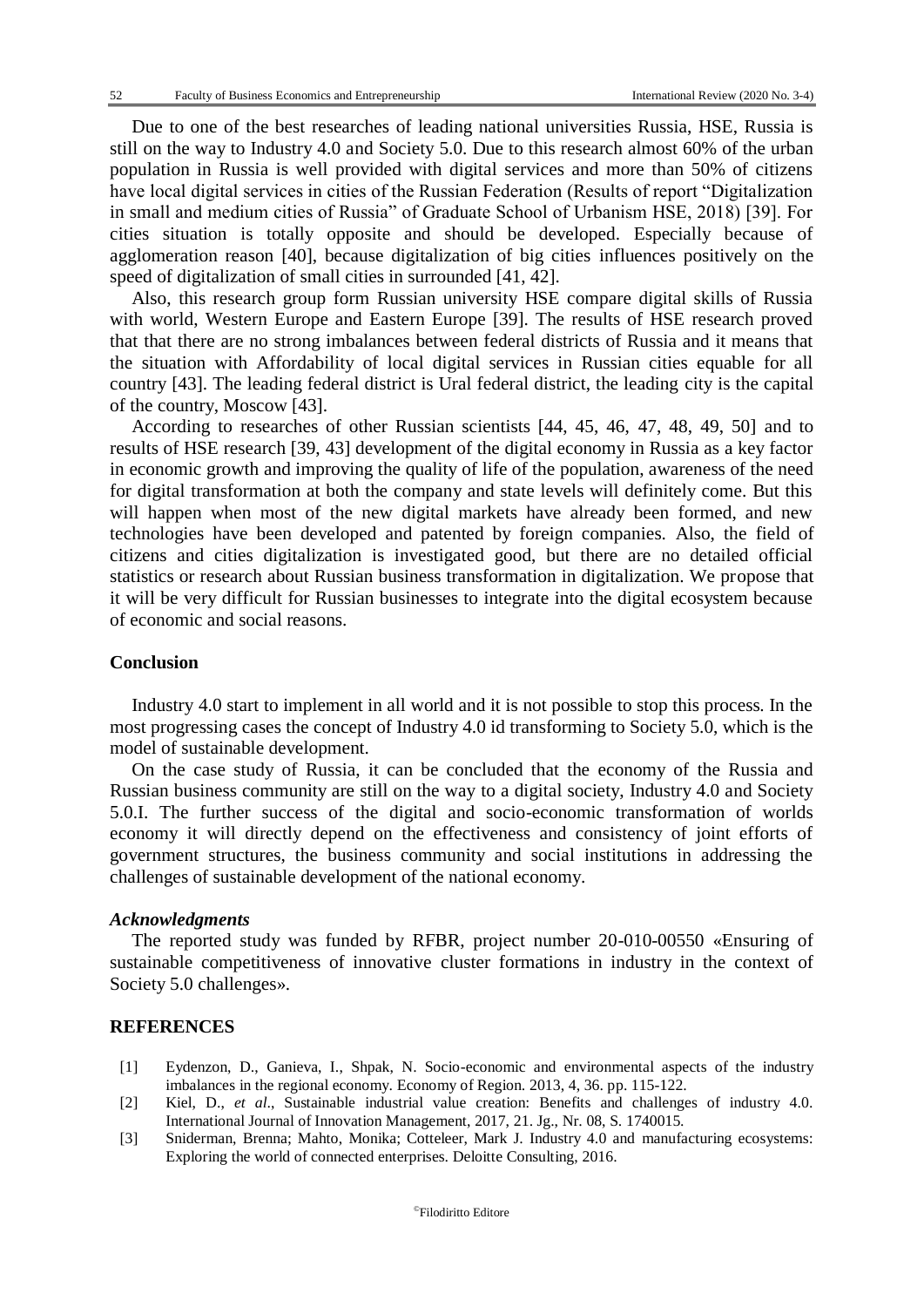Due to one of the best researches of leading national universities Russia, HSE, Russia is still on the way to Industry 4.0 and Society 5.0. Due to this research almost 60% of the urban population in Russia is well provided with digital services and more than 50% of citizens have local digital services in cities of the Russian Federation (Results of report "Digitalization in small and medium cities of Russia" of Graduate School of Urbanism HSE, 2018) [39]. For cities situation is totally opposite and should be developed. Especially because of agglomeration reason [40], because digitalization of big cities influences positively on the speed of digitalization of small cities in surrounded [41, 42].

Also, this research group form Russian university HSE compare digital skills of Russia with world, Western Europe and Eastern Europe [39]. The results of HSE research proved that that there are no strong imbalances between federal districts of Russia and it means that the situation with Affordability of local digital services in Russian cities equable for all country [43]. The leading federal district is Ural federal district, the leading city is the capital of the country, Moscow [43].

According to researches of other Russian scientists [44, 45, 46, 47, 48, 49, 50] and to results of HSE research [39, 43] development of the digital economy in Russia as a key factor in economic growth and improving the quality of life of the population, awareness of the need for digital transformation at both the company and state levels will definitely come. But this will happen when most of the new digital markets have already been formed, and new technologies have been developed and patented by foreign companies. Also, the field of citizens and cities digitalization is investigated good, but there are no detailed official statistics or research about Russian business transformation in digitalization. We propose that it will be very difficult for Russian businesses to integrate into the digital ecosystem because of economic and social reasons.

## Conclusion

Industry 4.0 start to implement in all world and it is not possible to stop this process. In the most progressing cases the concept of Industry 4.0 id transforming to Society 5.0, which is the model of sustainable development.

On the case study of Russia, it can be concluded that the economy of the Russia and Russian business community are still on the way to a digital society, Industry 4.0 and Society 5.0.I. The further success of the digital and socio-economic transformation of worlds economy it will directly depend on the effectiveness and consistency of joint efforts of government structures, the business community and social institutions in addressing the challenges of sustainable development of the national economy.

### *Acknowledgments*

The reported study was funded by RFBR, project number 20-010-00550 «Ensuring of sustainable competitiveness of innovative cluster formations in industry in the context of Society 5.0 challenges».

## REFERENCES

[1] Eydenzon, D., Ganieva, I., Shpak, N. Socio-economic and environmental aspects of the industry imbalances in the regional economy. Economy of Region. 2013, 4, 36. pp. 115-122.

[2] Kiel, D., *et al*., Sustainable industrial value creation: Benefits and challenges of industry 4.0. International Journal of Innovation Management, 2017, 21. Jg., Nr. 08, S. 1740015.

[3] Sniderman, Brenna; Mahto, Monika; Cotteleer, Mark J. Industry 4.0 and manufacturing ecosystems: Exploring the world of connected enterprises. Deloitte Consulting, 2016.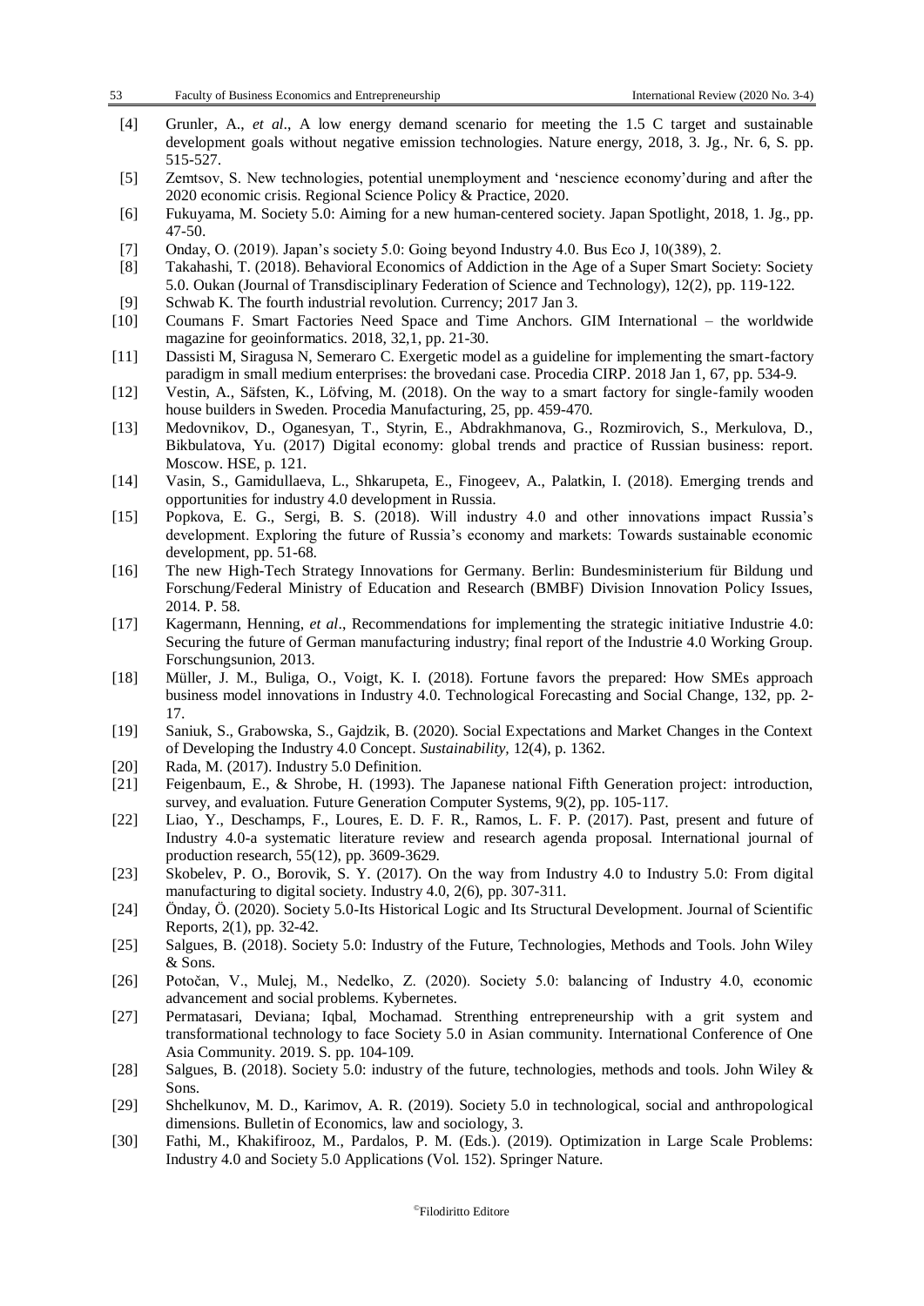[4] Grunler, A., *et al*., A low energy demand scenario for meeting the 1.5 C target and sustainable development goals without negative emission technologies. Nature energy, 2018, 3. Jg., Nr. 6, S. pp. 515-527.

[5] Zemtsov, S. New technologies, potential unemployment and 'nescience economy'during and after the 2020 economic crisis. Regional Science Policy & Practice, 2020.

[6] Fukuyama, M. Society 5.0: Aiming for a new human-centered society. Japan Spotlight, 2018, 1. Jg., pp. 47-50.

[7] Onday, O. (2019). Japan's society 5.0: Going beyond Industry 4.0. Bus Eco J, 10(389), 2.

[8] Takahashi, T. (2018). Behavioral Economics of Addiction in the Age of a Super Smart Society: Society 5.0. Oukan (Journal of Transdisciplinary Federation of Science and Technology), 12(2), pp. 119-122.

[9] Schwab K. The fourth industrial revolution. Currency; 2017 Jan 3.

[10] Coumans F. Smart Factories Need Space and Time Anchors. GIM International – the worldwide magazine for geoinformatics. 2018, 32,1, pp. 21-30.

[11] Dassisti M, Siragusa N, Semeraro C. Exergetic model as a guideline for implementing the smart-factory paradigm in small medium enterprises: the brovedani case. Procedia CIRP. 2018 Jan 1, 67, pp. 534-9.

[12] Vestin, A., Säfsten, K., Löfving, M. (2018). On the way to a smart factory for single-family wooden house builders in Sweden. Procedia Manufacturing, 25, pp. 459-470.

[13] Medovnikov, D., Oganesyan, T., Styrin, E., Abdrakhmanova, G., Rozmirovich, S., Merkulova, D., Bikbulatova, Yu. (2017) Digital economy: global trends and practice of Russian business: report. Moscow. HSE, p. 121.

[14] Vasin, S., Gamidullaeva, L., Shkarupeta, E., Finogeev, A., Palatkin, I. (2018). Emerging trends and opportunities for industry 4.0 development in Russia.

[15] Popkova, E. G., Sergi, B. S. (2018). Will industry 4.0 and other innovations impact Russia's development. Exploring the future of Russia's economy and markets: Towards sustainable economic development, pp. 51-68.

[16] The new High-Tech Strategy Innovations for Germany. Berlin: Bundesministerium für Bildung und Forschung/Federal Ministry of Education and Research (BMBF) Division Innovation Policy Issues, 2014. P. 58.

[17] Kagermann, Henning, *et al*., Recommendations for implementing the strategic initiative Industrie 4.0: Securing the future of German manufacturing industry; final report of the Industrie 4.0 Working Group. Forschungsunion, 2013.

[18] Müller, J. M., Buliga, O., Voigt, K. I. (2018). Fortune favors the prepared: How SMEs approach business model innovations in Industry 4.0. Technological Forecasting and Social Change, 132, pp. 2-17.

[19] Saniuk, S., Grabowska, S., Gajdzik, B. (2020). Social Expectations and Market Changes in the Context of Developing the Industry 4.0 Concept. *Sustainability*, 12(4), p. 1362.

[20] Rada, M. (2017). Industry 5.0 Definition.

[21] Feigenbaum, E., & Shrobe, H. (1993). The Japanese national Fifth Generation project: introduction, survey, and evaluation. Future Generation Computer Systems, 9(2), pp. 105-117.

[22] Liao, Y., Deschamps, F., Loures, E. D. F. R., Ramos, L. F. P. (2017). Past, present and future of Industry 4.0-a systematic literature review and research agenda proposal. International journal of production research, 55(12), pp. 3609-3629.

[23] Skobelev, P. O., Borovik, S. Y. (2017). On the way from Industry 4.0 to Industry 5.0: From digital manufacturing to digital society. Industry 4.0, 2(6), pp. 307-311.

[24] Önday, Ö. (2020). Society 5.0-Its Historical Logic and Its Structural Development. Journal of Scientific Reports, 2(1), pp. 32-42.

[25] Salgues, B. (2018). Society 5.0: Industry of the Future, Technologies, Methods and Tools. John Wiley & Sons.

[26] Potočan, V., Mulej, M., Nedelko, Z. (2020). Society 5.0: balancing of Industry 4.0, economic advancement and social problems. Kybernetes.

[27] Permatasari, Deviana; Iqbal, Mochamad. Strenthing entrepreneurship with a grit system and transformational technology to face Society 5.0 in Asian community. International Conference of One Asia Community. 2019. S. pp. 104-109.

[28] Salgues, B. (2018). Society 5.0: industry of the future, technologies, methods and tools. John Wiley & Sons.

[29] Shchelkunov, M. D., Karimov, A. R. (2019). Society 5.0 in technological, social and anthropological dimensions. Bulletin of Economics, law and sociology, 3.

[30] Fathi, M., Khakifirooz, M., Pardalos, P. M. (Eds.). (2019). Optimization in Large Scale Problems: Industry 4.0 and Society 5.0 Applications (Vol. 152). Springer Nature.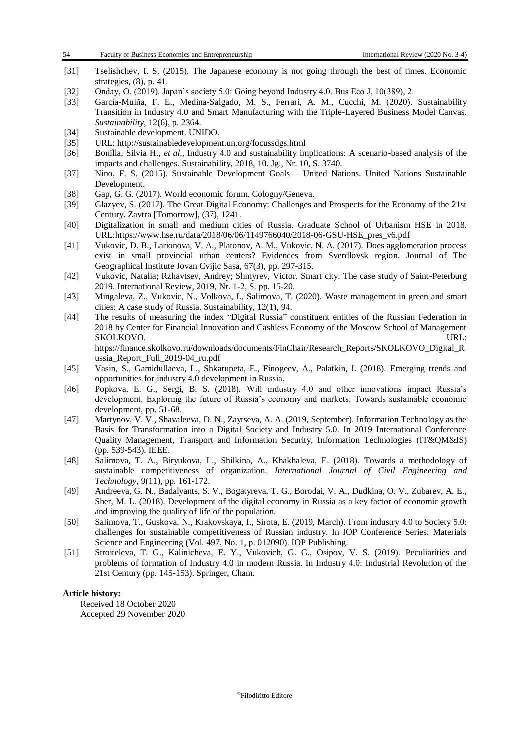[31] Tselishchev, I. S. (2015). The Japanese economy is not going through the best of times. Economic strategies, (8), p. 41.

[32] Onday, O. (2019). Japan's society 5.0: Going beyond Industry 4.0. Bus Eco J, 10(389), 2.

[33] García-Muiña, F. E., Medina-Salgado, M. S., Ferrari, A. M., Cucchi, M. (2020). Sustainability Transition in Industry 4.0 and Smart Manufacturing with the Triple-Layered Business Model Canvas. *Sustainability*, 12(6), p. 2364.

[34] Sustainable development. UNIDO.

[35] URL: http://sustainabledevelopment.un.org/focussdgs.html

[36] Bonilla, Silvia H., *et al.*, Industry 4.0 and sustainability implications: A scenario-based analysis of the impacts and challenges. Sustainability, 2018, 10. Jg., Nr. 10, S. 3740.

[37] Nino, F. S. (2015). Sustainable Development Goals – United Nations. United Nations Sustainable Development.

[38] Gap, G. G. (2017). World economic forum. Cologny/Geneva.

[39] Glazyev, S. (2017). The Great Digital Economy: Challenges and Prospects for the Economy of the 21st Century. Zavtra [Tomorrow], (37), 1241.

[40] Digitalization in small and medium cities of Russia. Graduate School of Urbanism HSE in 2018. URL:https://www.hse.ru/data/2018/06/06/1149766040/2018-06-GSU-HSE_pres_v6.pdf

[41] Vukovic, D. B., Larionova, V. A., Platonov, A. M., Vukovic, N. A. (2017). Does agglomeration process exist in small provincial urban centers? Evidences from Sverdlovsk region. Journal of The Geographical Institute Jovan Cvijic Sasa, 67(3), pp. 297-315.

[42] Vukovic, Natalia; Rzhavtsev, Andrey; Shmyrev, Victor. Smart city: The case study of Saint-Peterburg 2019. International Review, 2019, Nr. 1-2, S. pp. 15-20.

[43] Mingaleva, Z., Vukovic, N., Volkova, I., Salimova, T. (2020). Waste management in green and smart cities: A case study of Russia. Sustainability, 12(1), 94.

[44] The results of measuring the index "Digital Russia" constituent entities of the Russian Federation in 2018 by Center for Financial Innovation and Cashless Economy of the Moscow School of Management SKOLKOVO. URL: https://finance.skolkovo.ru/downloads/documents/FinChair/Research_Reports/SKOLKOVO_Digital_Russia_Report_Full_2019-04_ru.pdf

[45] Vasin, S., Gamidullaeva, L., Shkarupeta, E., Finogeev, A., Palatkin, I. (2018). Emerging trends and opportunities for industry 4.0 development in Russia.

[46] Popkova, E. G., Sergi, B. S. (2018). Will industry 4.0 and other innovations impact Russia's development. Exploring the future of Russia's economy and markets: Towards sustainable economic development, pp. 51-68.

[47] Martynov, V. V., Shavaleeva, D. N., Zaytseva, A. A. (2019, September). Information Technology as the Basis for Transformation into a Digital Society and Industry 5.0. In 2019 International Conference Quality Management, Transport and Information Security, Information Technologies (IT&QM&IS) (pp. 539-543). IEEE.

[48] Salimova, T. A., Biryukova, L., Shilkina, A., Khakhaleva, E. (2018). Towards a methodology of sustainable competitiveness of organization. *International Journal of Civil Engineering and Technology*, 9(11), pp. 161-172.

[49] Andreeva, G. N., Badalyants, S. V., Bogatyreva, T. G., Borodai, V. A., Dudkina, O. V., Zubarev, A. E., Sher, M. L. (2018). Development of the digital economy in Russia as a key factor of economic growth and improving the quality of life of the population.

[50] Salimova, T., Guskova, N., Krakovskaya, I., Sirota, E. (2019, March). From industry 4.0 to Society 5.0: challenges for sustainable competitiveness of Russian industry. In IOP Conference Series: Materials Science and Engineering (Vol. 497, No. 1, p. 012090). IOP Publishing.

[51] Stroiteleva, T. G., Kalinicheva, E. Y., Vukovich, G. G., Osipov, V. S. (2019). Peculiarities and problems of formation of Industry 4.0 in modern Russia. In Industry 4.0: Industrial Revolution of the 21st Century (pp. 145-153). Springer, Cham.

**Article history:**

Received 18 October 2020
Accepted 29 November 2020